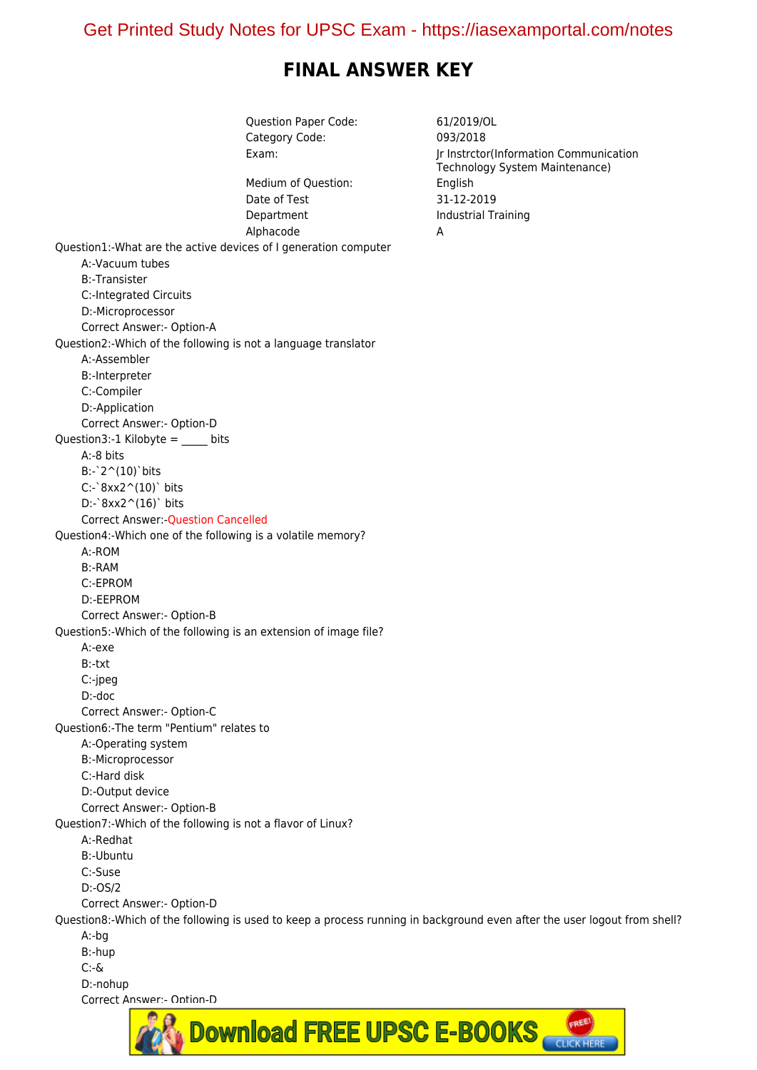# FINAL ANSWER KEY

| | |
|---|---|
| Question Paper Code: | 61/2019/OL |
| Category Code: | 093/2018 |
| Exam: | Jr Instrctor(Information Communication Technology System Maintenance) |
| Medium of Question: | English |
| Date of Test | 31-12-2019 |
| Department | Industrial Training |
| Alphacode | A |

Question1:-What are the active devices of I generation computer

A:-Vacuum tubes

B:-Transister

C:-Integrated Circuits

D:-Microprocessor

Correct Answer:- Option-A

Question2:-Which of the following is not a language translator

A:-Assembler

B:-Interpreter

C:-Compiler

D:-Application

Correct Answer:- Option-D

Question3:-1 Kilobyte = _____ bits

A:-8 bits

B:-$2^{10}$ bits

C:-$8 \times 2^{10}$ bits

D:-$8 \times 2^{16}$ bits

Correct Answer:-Question Cancelled

Question4:-Which one of the following is a volatile memory?

A:-ROM

B:-RAM

C:-EPROM

D:-EEPROM

Correct Answer:- Option-B

Question5:-Which of the following is an extension of image file?

A:-exe

B:-txt

C:-jpeg

D:-doc

Correct Answer:- Option-C

Question6:-The term "Pentium" relates to

A:-Operating system

B:-Microprocessor

C:-Hard disk

D:-Output device

Correct Answer:- Option-B

Question7:-Which of the following is not a flavor of Linux?

A:-Redhat

B:-Ubuntu

C:-Suse

D:-OS/2

Correct Answer:- Option-D

Question8:-Which of the following is used to keep a process running in background even after the user logout from shell?

A:-bg

B:-hup

C:-&

D:-nohup

Correct Answer:- Option-D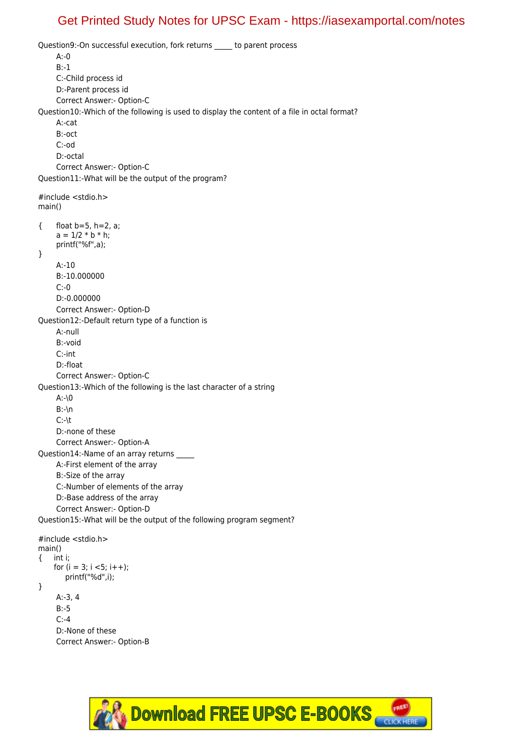Question9:-On successful execution, fork returns _____ to parent process

A:-0
B:-1
C:-Child process id
D:-Parent process id
Correct Answer:- Option-C

Question10:-Which of the following is used to display the content of a file in octal format?

A:-cat
B:-oct
C:-od
D:-octal
Correct Answer:- Option-C

Question11:-What will be the output of the program?

```
#include <stdio.h>
main()

{    float b=5, h=2, a;
     a = 1/2 * b * h;
     printf("%f",a);
}
```

A:-10
B:-10.000000
C:-0
D:-0.000000
Correct Answer:- Option-D

Question12:-Default return type of a function is

A:-null
B:-void
C:-int
D:-float
Correct Answer:- Option-C

Question13:-Which of the following is the last character of a string

A:-\0
B:-\n
C:-\t
D:-none of these
Correct Answer:- Option-A

Question14:-Name of an array returns _____

A:-First element of the array
B:-Size of the array
C:-Number of elements of the array
D:-Base address of the array
Correct Answer:- Option-D

Question15:-What will be the output of the following program segment?

```
#include <stdio.h>
main()
{    int i;
     for (i = 3; i <5; i++);
        printf("%d",i);
}
```

A:-3, 4
B:-5
C:-4
D:-None of these
Correct Answer:- Option-B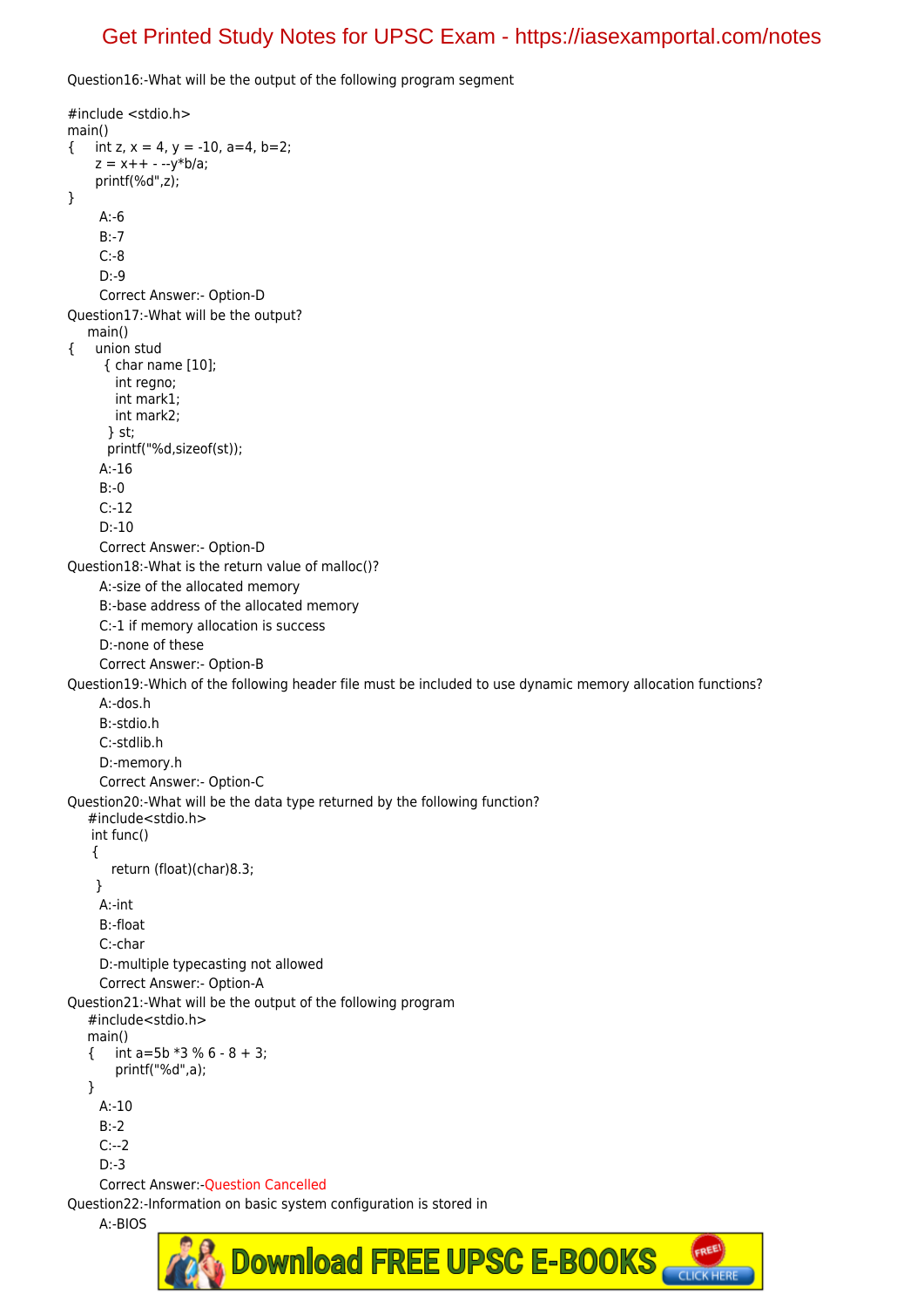Question16:-What will be the output of the following program segment

```
#include <stdio.h>
main()
{    int z, x = 4, y = -10, a=4, b=2;
     z = x++ - --y*b/a;
     printf(%d",z);
}
```

A:-6

B:-7

C:-8

D:-9

Correct Answer:- Option-D

Question17:-What will be the output?

```
main()
{    union stud
       { char name [10];
         int regno;
         int mark1;
         int mark2;
       } st;
       printf("%d,sizeof(st));
```

A:-16

B:-0

C:-12

D:-10

Correct Answer:- Option-D

Question18:-What is the return value of malloc()?

A:-size of the allocated memory

B:-base address of the allocated memory

C:-1 if memory allocation is success

D:-none of these

Correct Answer:- Option-B

Question19:-Which of the following header file must be included to use dynamic memory allocation functions?

A:-dos.h

B:-stdio.h

C:-stdlib.h

D:-memory.h

Correct Answer:- Option-C

Question20:-What will be the data type returned by the following function?

```
#include<stdio.h>
int func()
{
    return (float)(char)8.3;
}
```

A:-int

B:-float

C:-char

D:-multiple typecasting not allowed

Correct Answer:- Option-A

Question21:-What will be the output of the following program

```
#include<stdio.h>
main()
{    int a=5b *3 % 6 - 8 + 3;
     printf("%d",a);
}
```

A:-10

B:-2

C:--2

D:-3

Correct Answer:-Question Cancelled

Question22:-Information on basic system configuration is stored in

A:-BIOS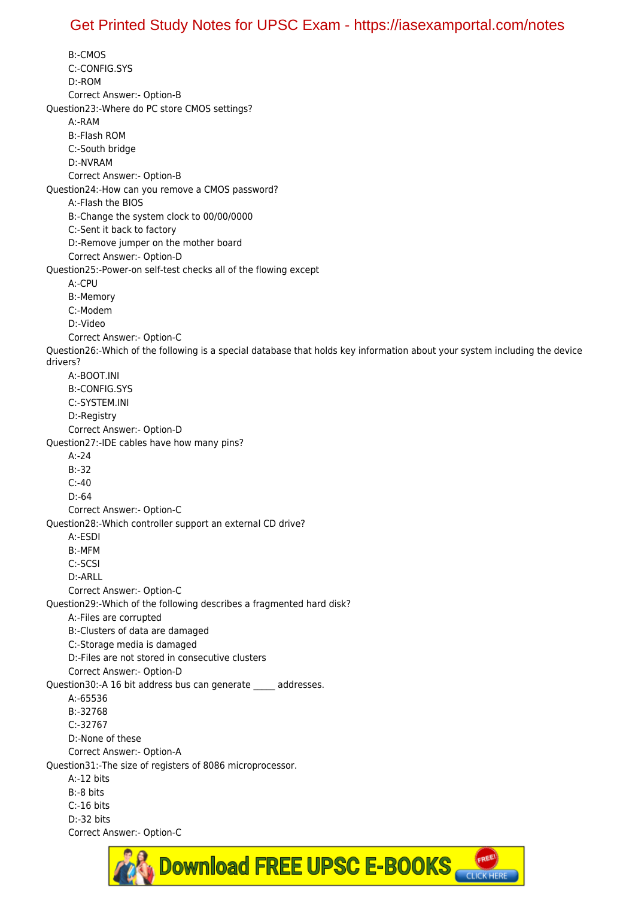B:-CMOS
C:-CONFIG.SYS
D:-ROM
Correct Answer:- Option-B

Question23:-Where do PC store CMOS settings?
A:-RAM
B:-Flash ROM
C:-South bridge
D:-NVRAM
Correct Answer:- Option-B

Question24:-How can you remove a CMOS password?
A:-Flash the BIOS
B:-Change the system clock to 00/00/0000
C:-Sent it back to factory
D:-Remove jumper on the mother board
Correct Answer:- Option-D

Question25:-Power-on self-test checks all of the flowing except
A:-CPU
B:-Memory
C:-Modem
D:-Video
Correct Answer:- Option-C

Question26:-Which of the following is a special database that holds key information about your system including the device drivers?
A:-BOOT.INI
B:-CONFIG.SYS
C:-SYSTEM.INI
D:-Registry
Correct Answer:- Option-D

Question27:-IDE cables have how many pins?
A:-24
B:-32
C:-40
D:-64
Correct Answer:- Option-C

Question28:-Which controller support an external CD drive?
A:-ESDI
B:-MFM
C:-SCSI
D:-ARLL
Correct Answer:- Option-C

Question29:-Which of the following describes a fragmented hard disk?
A:-Files are corrupted
B:-Clusters of data are damaged
C:-Storage media is damaged
D:-Files are not stored in consecutive clusters
Correct Answer:- Option-D

Question30:-A 16 bit address bus can generate _____ addresses.
A:-65536
B:-32768
C:-32767
D:-None of these
Correct Answer:- Option-A

Question31:-The size of registers of 8086 microprocessor.
A:-12 bits
B:-8 bits
C:-16 bits
D:-32 bits
Correct Answer:- Option-C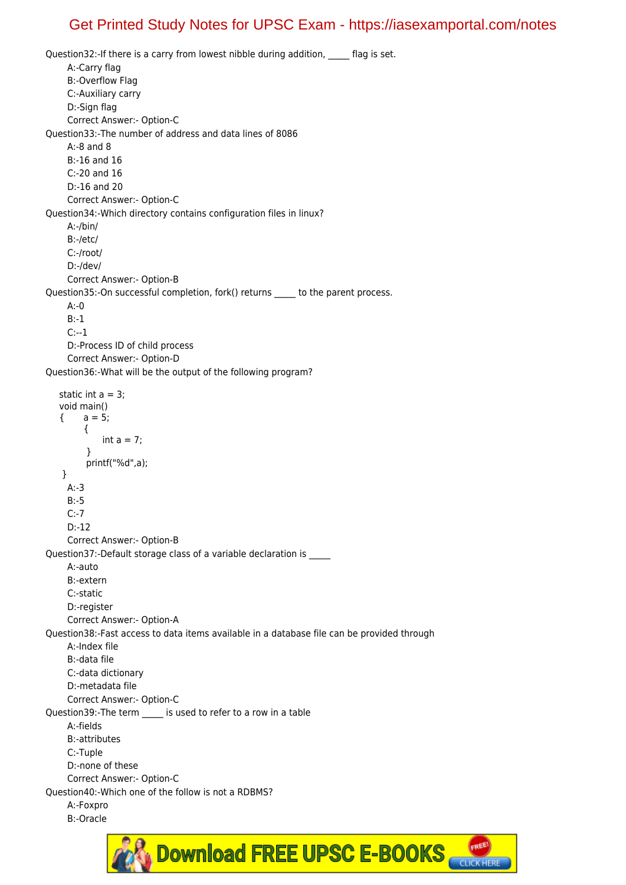Question32:-If there is a carry from lowest nibble during addition, _____ flag is set.

A:-Carry flag

B:-Overflow Flag

C:-Auxiliary carry

D:-Sign flag

Correct Answer:- Option-C

Question33:-The number of address and data lines of 8086

A:-8 and 8

B:-16 and 16

C:-20 and 16

D:-16 and 20

Correct Answer:- Option-C

Question34:-Which directory contains configuration files in linux?

A:-/bin/

B:-/etc/

C:-/root/

D:-/dev/

Correct Answer:- Option-B

Question35:-On successful completion, fork() returns _____ to the parent process.

A:-0

B:-1

C:--1

D:-Process ID of child process

Correct Answer:- Option-D

Question36:-What will be the output of the following program?

```
static int a = 3;
void main()
{       a = 5;
        {
              int a = 7;
        }
        printf("%d",a);
}
```

A:-3

B:-5

C:-7

D:-12

Correct Answer:- Option-B

Question37:-Default storage class of a variable declaration is _____

A:-auto

B:-extern

C:-static

D:-register

Correct Answer:- Option-A

Question38:-Fast access to data items available in a database file can be provided through

A:-Index file

B:-data file

C:-data dictionary

D:-metadata file

Correct Answer:- Option-C

Question39:-The term _____ is used to refer to a row in a table

A:-fields

B:-attributes

C:-Tuple

D:-none of these

Correct Answer:- Option-C

Question40:-Which one of the follow is not a RDBMS?

A:-Foxpro

B:-Oracle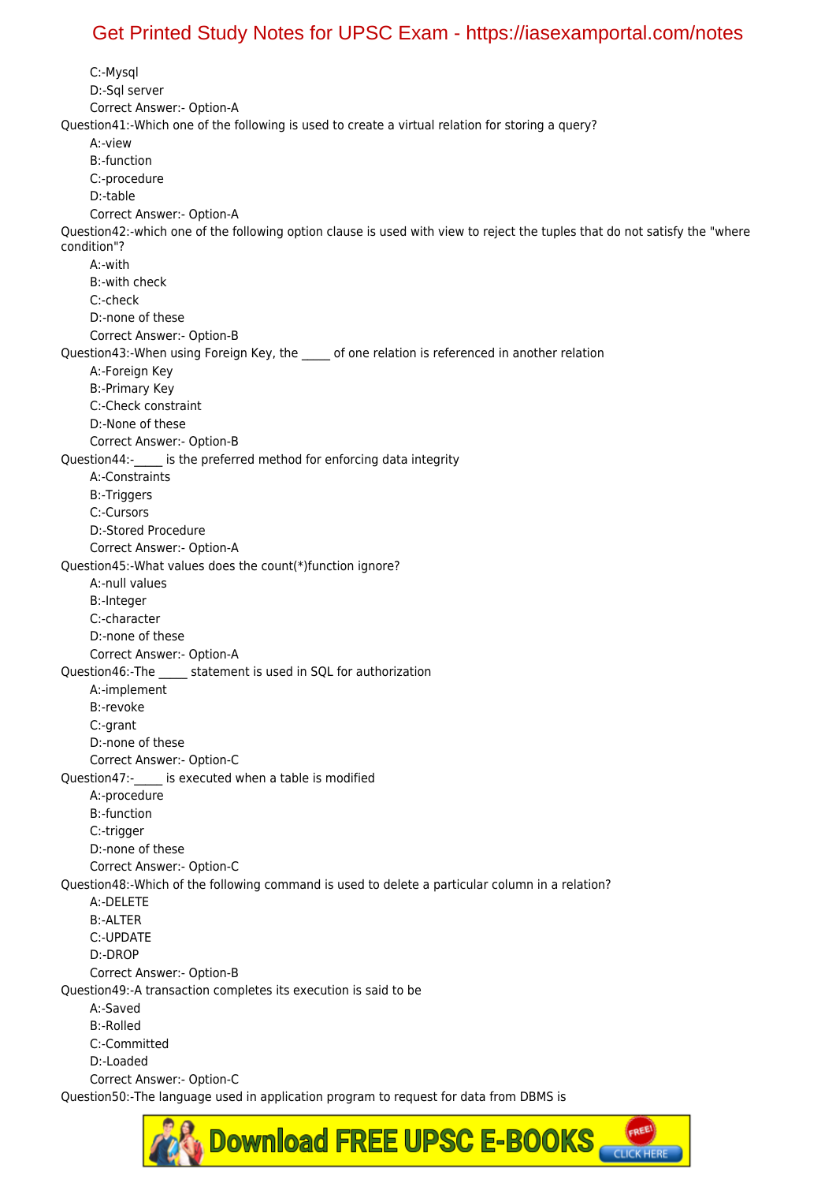C:-Mysql
D:-Sql server
Correct Answer:- Option-A

Question41:-Which one of the following is used to create a virtual relation for storing a query?
A:-view
B:-function
C:-procedure
D:-table
Correct Answer:- Option-A

Question42:-which one of the following option clause is used with view to reject the tuples that do not satisfy the "where condition"?
A:-with
B:-with check
C:-check
D:-none of these
Correct Answer:- Option-B

Question43:-When using Foreign Key, the _____ of one relation is referenced in another relation
A:-Foreign Key
B:-Primary Key
C:-Check constraint
D:-None of these
Correct Answer:- Option-B

Question44:-_____ is the preferred method for enforcing data integrity
A:-Constraints
B:-Triggers
C:-Cursors
D:-Stored Procedure
Correct Answer:- Option-A

Question45:-What values does the count(*)function ignore?
A:-null values
B:-Integer
C:-character
D:-none of these
Correct Answer:- Option-A

Question46:-The _____ statement is used in SQL for authorization
A:-implement
B:-revoke
C:-grant
D:-none of these
Correct Answer:- Option-C

Question47:-_____ is executed when a table is modified
A:-procedure
B:-function
C:-trigger
D:-none of these
Correct Answer:- Option-C

Question48:-Which of the following command is used to delete a particular column in a relation?
A:-DELETE
B:-ALTER
C:-UPDATE
D:-DROP
Correct Answer:- Option-B

Question49:-A transaction completes its execution is said to be
A:-Saved
B:-Rolled
C:-Committed
D:-Loaded
Correct Answer:- Option-C

Question50:-The language used in application program to request for data from DBMS is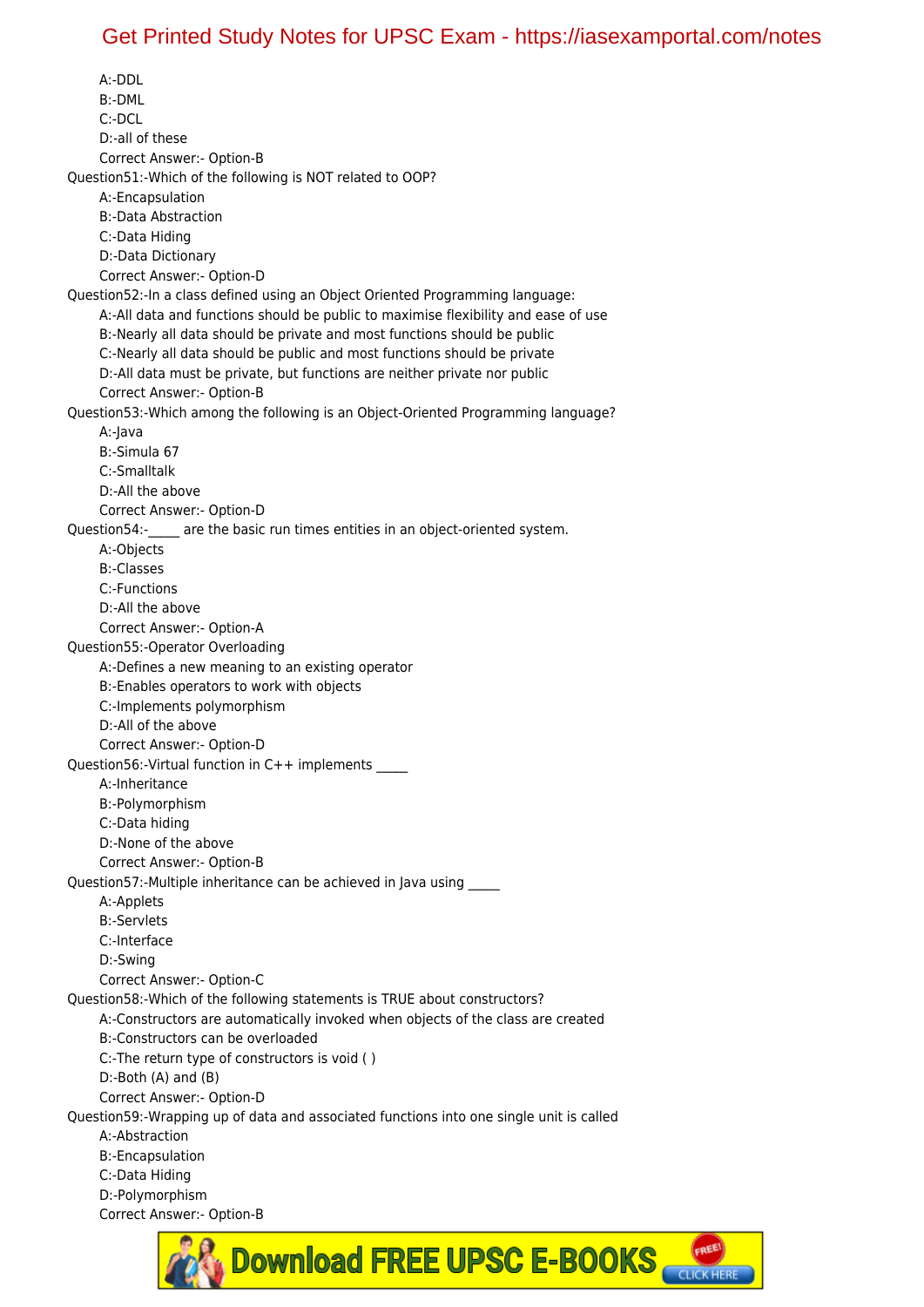A:-DDL
B:-DML
C:-DCL
D:-all of these
Correct Answer:- Option-B

Question51:-Which of the following is NOT related to OOP?
A:-Encapsulation
B:-Data Abstraction
C:-Data Hiding
D:-Data Dictionary
Correct Answer:- Option-D

Question52:-In a class defined using an Object Oriented Programming language:
A:-All data and functions should be public to maximise flexibility and ease of use
B:-Nearly all data should be private and most functions should be public
C:-Nearly all data should be public and most functions should be private
D:-All data must be private, but functions are neither private nor public
Correct Answer:- Option-B

Question53:-Which among the following is an Object-Oriented Programming language?
A:-Java
B:-Simula 67
C:-Smalltalk
D:-All the above
Correct Answer:- Option-D

Question54:-_____ are the basic run times entities in an object-oriented system.
A:-Objects
B:-Classes
C:-Functions
D:-All the above
Correct Answer:- Option-A

Question55:-Operator Overloading
A:-Defines a new meaning to an existing operator
B:-Enables operators to work with objects
C:-Implements polymorphism
D:-All of the above
Correct Answer:- Option-D

Question56:-Virtual function in C++ implements _____
A:-Inheritance
B:-Polymorphism
C:-Data hiding
D:-None of the above
Correct Answer:- Option-B

Question57:-Multiple inheritance can be achieved in Java using _____
A:-Applets
B:-Servlets
C:-Interface
D:-Swing
Correct Answer:- Option-C

Question58:-Which of the following statements is TRUE about constructors?
A:-Constructors are automatically invoked when objects of the class are created
B:-Constructors can be overloaded
C:-The return type of constructors is void ( )
D:-Both (A) and (B)
Correct Answer:- Option-D

Question59:-Wrapping up of data and associated functions into one single unit is called
A:-Abstraction
B:-Encapsulation
C:-Data Hiding
D:-Polymorphism
Correct Answer:- Option-B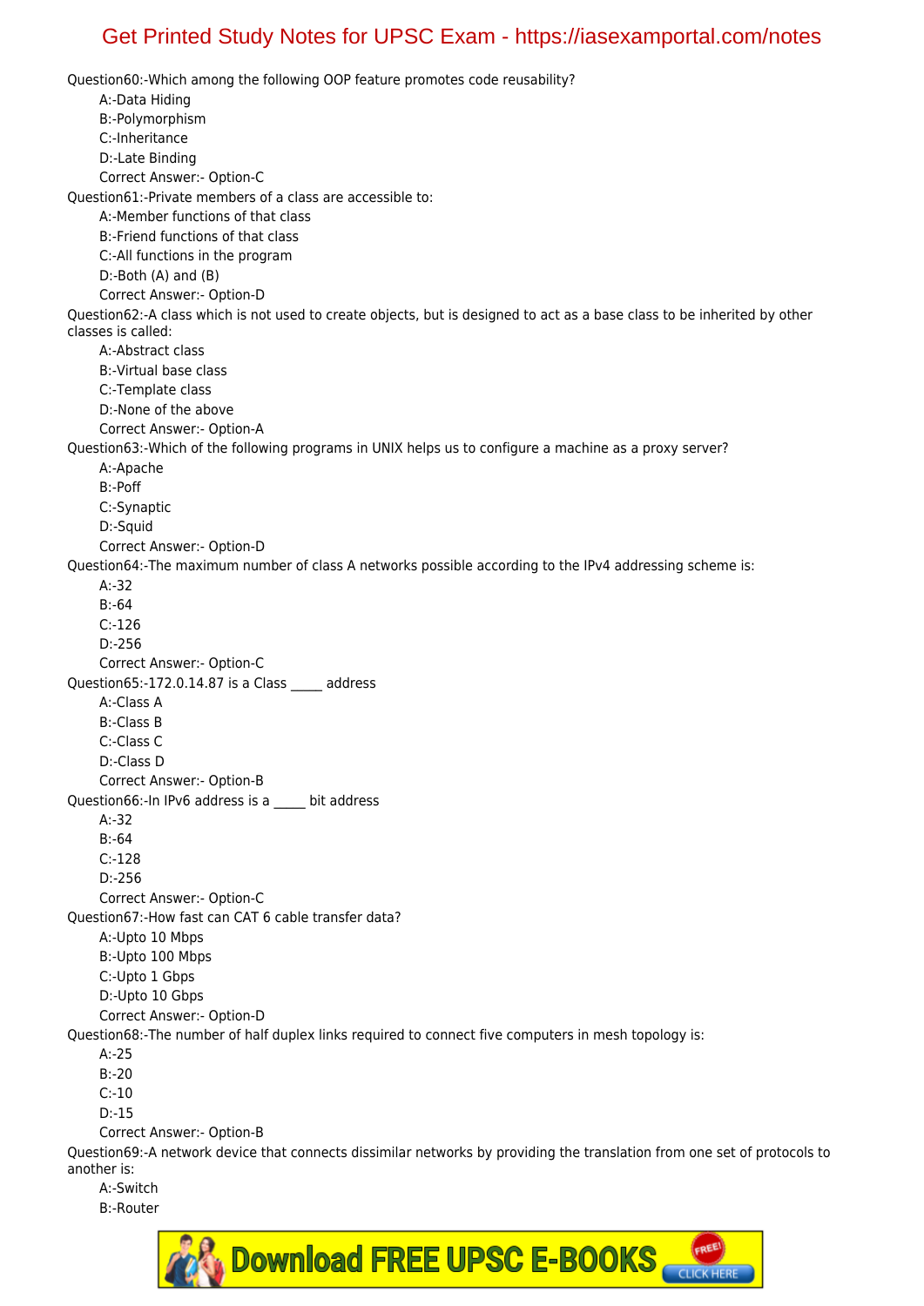Question60:-Which among the following OOP feature promotes code reusability?

A:-Data Hiding

B:-Polymorphism

C:-Inheritance

D:-Late Binding

Correct Answer:- Option-C

Question61:-Private members of a class are accessible to:

A:-Member functions of that class

B:-Friend functions of that class

C:-All functions in the program

D:-Both (A) and (B)

Correct Answer:- Option-D

Question62:-A class which is not used to create objects, but is designed to act as a base class to be inherited by other classes is called:

A:-Abstract class

B:-Virtual base class

C:-Template class

D:-None of the above

Correct Answer:- Option-A

Question63:-Which of the following programs in UNIX helps us to configure a machine as a proxy server?

A:-Apache

B:-Poff

C:-Synaptic

D:-Squid

Correct Answer:- Option-D

Question64:-The maximum number of class A networks possible according to the IPv4 addressing scheme is:

A:-32

B:-64

C:-126

D:-256

Correct Answer:- Option-C

Question65:-172.0.14.87 is a Class _____ address

A:-Class A

B:-Class B

C:-Class C

D:-Class D

Correct Answer:- Option-B

Question66:-In IPv6 address is a _____ bit address

A:-32

B:-64

C:-128

D:-256

Correct Answer:- Option-C

Question67:-How fast can CAT 6 cable transfer data?

A:-Upto 10 Mbps

B:-Upto 100 Mbps

C:-Upto 1 Gbps

D:-Upto 10 Gbps

Correct Answer:- Option-D

Question68:-The number of half duplex links required to connect five computers in mesh topology is:

A:-25

B:-20

C:-10

D:-15

Correct Answer:- Option-B

Question69:-A network device that connects dissimilar networks by providing the translation from one set of protocols to another is:

A:-Switch

B:-Router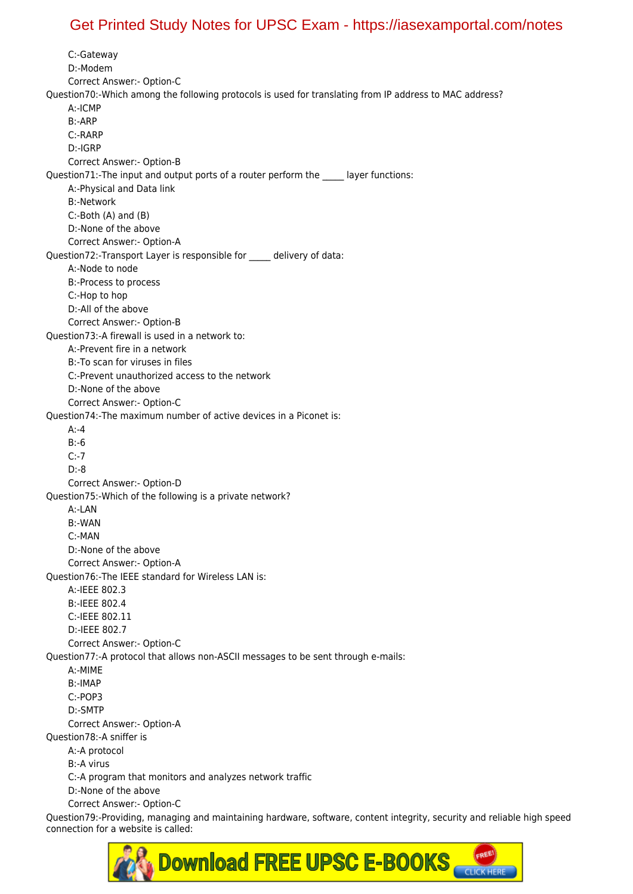C:-Gateway
D:-Modem
Correct Answer:- Option-C

Question70:-Which among the following protocols is used for translating from IP address to MAC address?
A:-ICMP
B:-ARP
C:-RARP
D:-IGRP
Correct Answer:- Option-B

Question71:-The input and output ports of a router perform the _____ layer functions:
A:-Physical and Data link
B:-Network
C:-Both (A) and (B)
D:-None of the above
Correct Answer:- Option-A

Question72:-Transport Layer is responsible for _____ delivery of data:
A:-Node to node
B:-Process to process
C:-Hop to hop
D:-All of the above
Correct Answer:- Option-B

Question73:-A firewall is used in a network to:
A:-Prevent fire in a network
B:-To scan for viruses in files
C:-Prevent unauthorized access to the network
D:-None of the above
Correct Answer:- Option-C

Question74:-The maximum number of active devices in a Piconet is:
A:-4
B:-6
C:-7
D:-8
Correct Answer:- Option-D

Question75:-Which of the following is a private network?
A:-LAN
B:-WAN
C:-MAN
D:-None of the above
Correct Answer:- Option-A

Question76:-The IEEE standard for Wireless LAN is:
A:-IEEE 802.3
B:-IEEE 802.4
C:-IEEE 802.11
D:-IEEE 802.7
Correct Answer:- Option-C

Question77:-A protocol that allows non-ASCII messages to be sent through e-mails:
A:-MIME
B:-IMAP
C:-POP3
D:-SMTP
Correct Answer:- Option-A

Question78:-A sniffer is
A:-A protocol
B:-A virus
C:-A program that monitors and analyzes network traffic
D:-None of the above
Correct Answer:- Option-C

Question79:-Providing, managing and maintaining hardware, software, content integrity, security and reliable high speed connection for a website is called: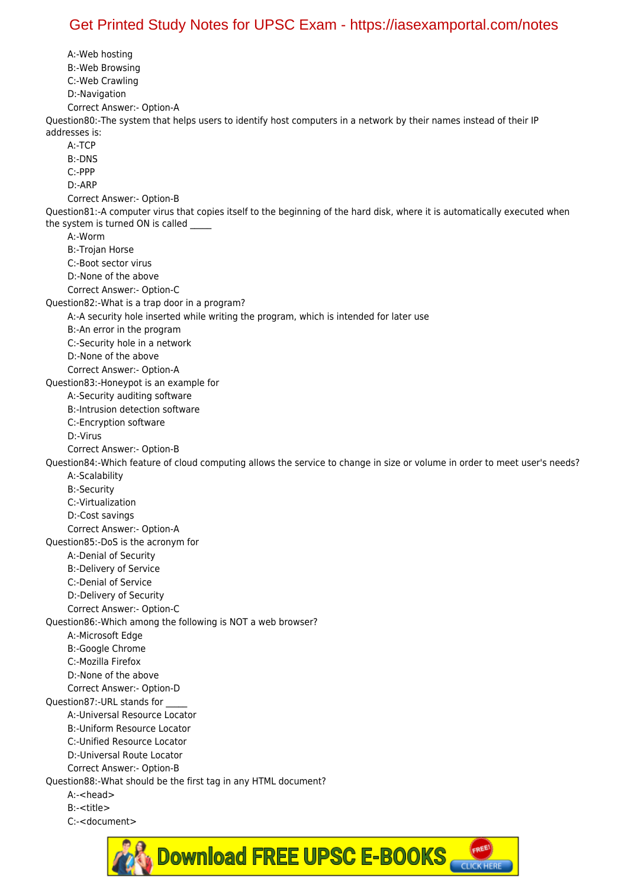A:-Web hosting
B:-Web Browsing
C:-Web Crawling
D:-Navigation
Correct Answer:- Option-A

Question80:-The system that helps users to identify host computers in a network by their names instead of their IP addresses is:
A:-TCP
B:-DNS
C:-PPP
D:-ARP
Correct Answer:- Option-B

Question81:-A computer virus that copies itself to the beginning of the hard disk, where it is automatically executed when the system is turned ON is called _____
A:-Worm
B:-Trojan Horse
C:-Boot sector virus
D:-None of the above
Correct Answer:- Option-C

Question82:-What is a trap door in a program?
A:-A security hole inserted while writing the program, which is intended for later use
B:-An error in the program
C:-Security hole in a network
D:-None of the above
Correct Answer:- Option-A

Question83:-Honeypot is an example for
A:-Security auditing software
B:-Intrusion detection software
C:-Encryption software
D:-Virus
Correct Answer:- Option-B

Question84:-Which feature of cloud computing allows the service to change in size or volume in order to meet user's needs?
A:-Scalability
B:-Security
C:-Virtualization
D:-Cost savings
Correct Answer:- Option-A

Question85:-DoS is the acronym for
A:-Denial of Security
B:-Delivery of Service
C:-Denial of Service
D:-Delivery of Security
Correct Answer:- Option-C

Question86:-Which among the following is NOT a web browser?
A:-Microsoft Edge
B:-Google Chrome
C:-Mozilla Firefox
D:-None of the above
Correct Answer:- Option-D

Question87:-URL stands for _____
A:-Universal Resource Locator
B:-Uniform Resource Locator
C:-Unified Resource Locator
D:-Universal Route Locator
Correct Answer:- Option-B

Question88:-What should be the first tag in any HTML document?
A:-<head>
B:-<title>
C:-<document>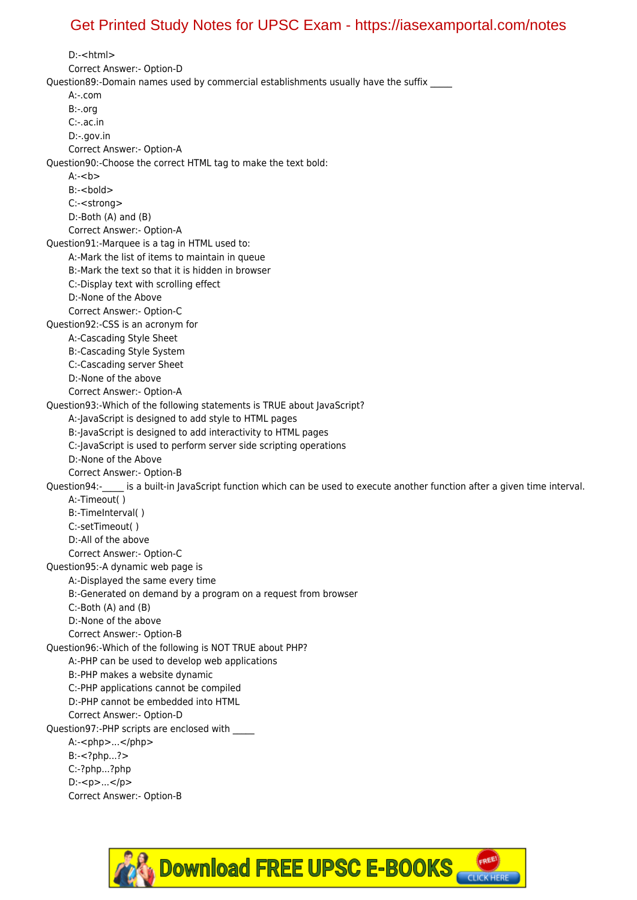D:-<html>

Correct Answer:- Option-D

Question89:-Domain names used by commercial establishments usually have the suffix _____

A:-.com

B:-.org

C:-.ac.in

D:-.gov.in

Correct Answer:- Option-A

Question90:-Choose the correct HTML tag to make the text bold:

A:-<b>

B:-<bold>

C:-<strong>

D:-Both (A) and (B)

Correct Answer:- Option-A

Question91:-Marquee is a tag in HTML used to:

A:-Mark the list of items to maintain in queue

B:-Mark the text so that it is hidden in browser

C:-Display text with scrolling effect

D:-None of the Above

Correct Answer:- Option-C

Question92:-CSS is an acronym for

A:-Cascading Style Sheet

B:-Cascading Style System

C:-Cascading server Sheet

D:-None of the above

Correct Answer:- Option-A

Question93:-Which of the following statements is TRUE about JavaScript?

A:-JavaScript is designed to add style to HTML pages

B:-JavaScript is designed to add interactivity to HTML pages

C:-JavaScript is used to perform server side scripting operations

D:-None of the Above

Correct Answer:- Option-B

Question94:-_____ is a built-in JavaScript function which can be used to execute another function after a given time interval.

A:-Timeout( )

B:-TimeInterval( )

C:-setTimeout( )

D:-All of the above

Correct Answer:- Option-C

Question95:-A dynamic web page is

A:-Displayed the same every time

B:-Generated on demand by a program on a request from browser

C:-Both (A) and (B)

D:-None of the above

Correct Answer:- Option-B

Question96:-Which of the following is NOT TRUE about PHP?

A:-PHP can be used to develop web applications

B:-PHP makes a website dynamic

C:-PHP applications cannot be compiled

D:-PHP cannot be embedded into HTML

Correct Answer:- Option-D

Question97:-PHP scripts are enclosed with _____

A:-<php>...</php>

B:-<?php...?>

C:-?php...?php

D:-<p>...</p>

Correct Answer:- Option-B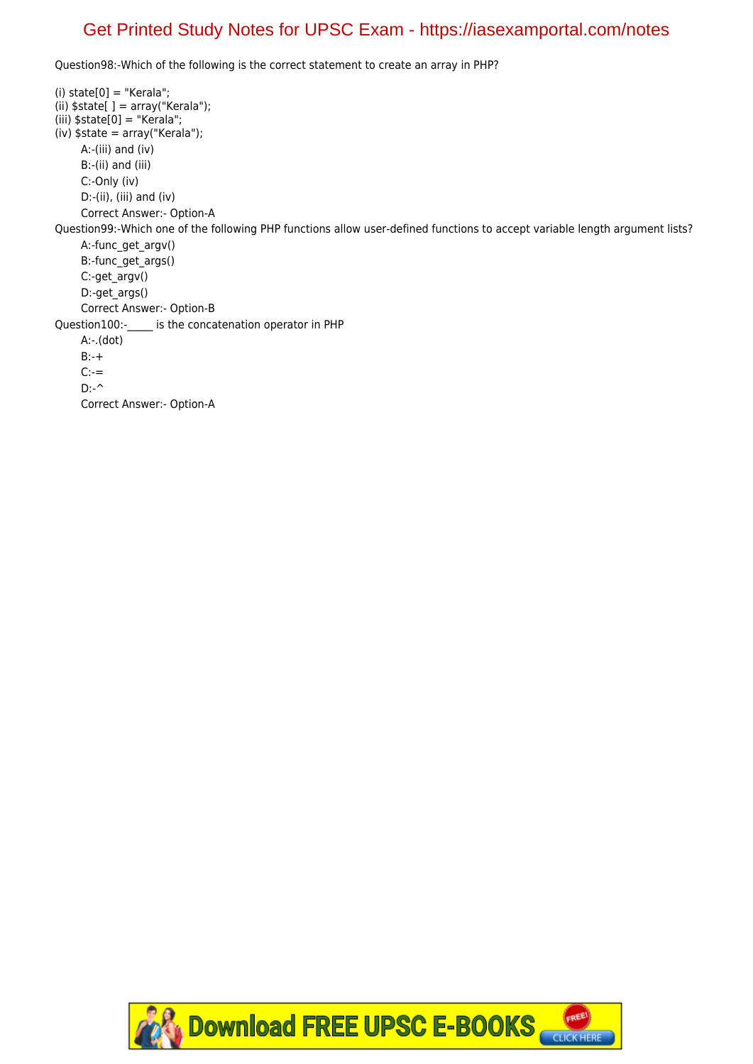Question98:-Which of the following is the correct statement to create an array in PHP?

(i) state[0] = "Kerala";
(ii) $state[ ] = array("Kerala");
(iii) $state[0] = "Kerala";
(iv) $state = array("Kerala");

A:-(iii) and (iv)

B:-(ii) and (iii)

C:-Only (iv)

D:-(ii), (iii) and (iv)

Correct Answer:- Option-A

Question99:-Which one of the following PHP functions allow user-defined functions to accept variable length argument lists?

A:-func_get_argv()

B:-func_get_args()

C:-get_argv()

D:-get_args()

Correct Answer:- Option-B

Question100:-_____ is the concatenation operator in PHP

A:-.(dot)

B:-+

C:-=

D:-^

Correct Answer:- Option-A